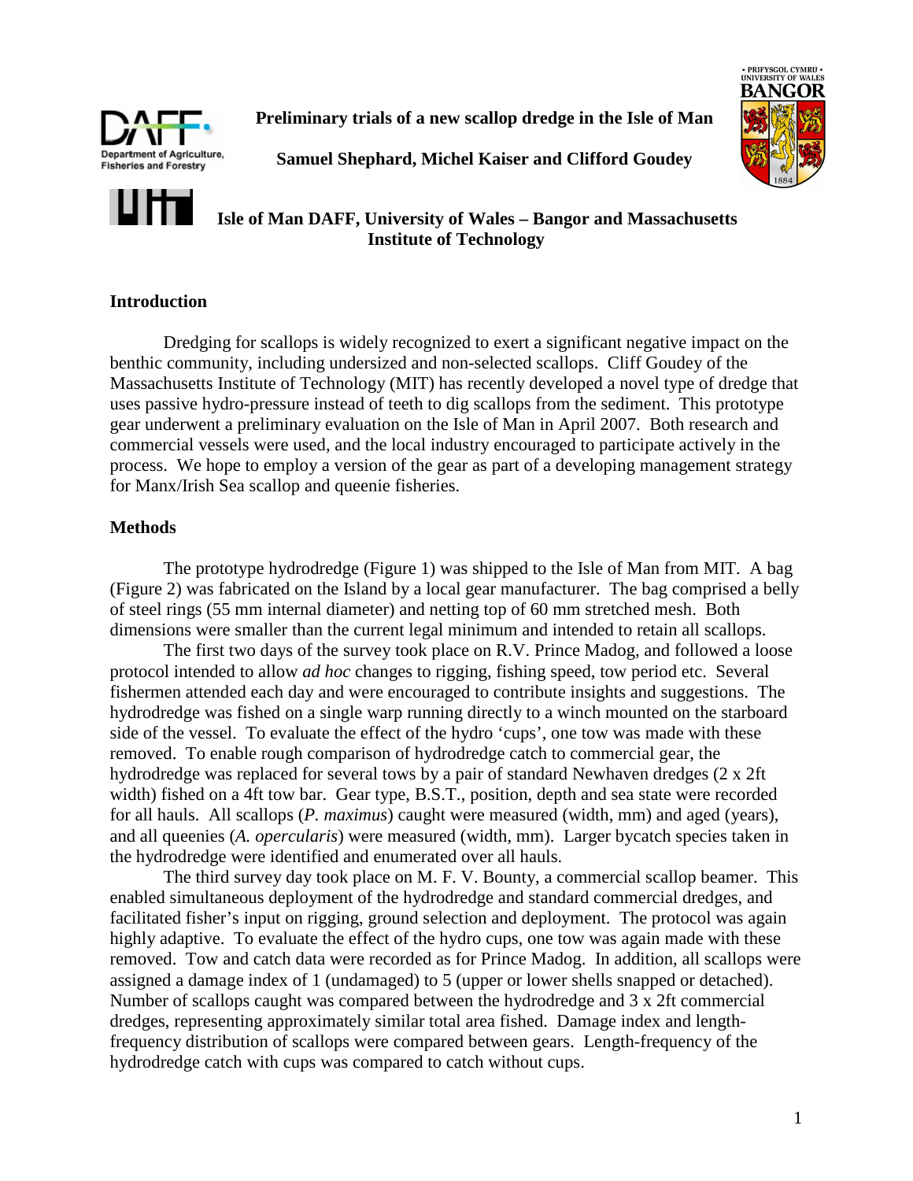# Preliminary trials of a new scallop dredge in the Isle of Man

**Samuel Shephard, Michel Kaiser and Clifford Goudey**

**Isle of Man DAFF, University of Wales – Bangor and Massachusetts Institute of Technology**

## Introduction

Dredging for scallops is widely recognized to exert a significant negative impact on the benthic community, including undersized and non-selected scallops. Cliff Goudey of the Massachusetts Institute of Technology (MIT) has recently developed a novel type of dredge that uses passive hydro-pressure instead of teeth to dig scallops from the sediment. This prototype gear underwent a preliminary evaluation on the Isle of Man in April 2007. Both research and commercial vessels were used, and the local industry encouraged to participate actively in the process. We hope to employ a version of the gear as part of a developing management strategy for Manx/Irish Sea scallop and queenie fisheries.

## Methods

The prototype hydrodredge (Figure 1) was shipped to the Isle of Man from MIT. A bag (Figure 2) was fabricated on the Island by a local gear manufacturer. The bag comprised a belly of steel rings (55 mm internal diameter) and netting top of 60 mm stretched mesh. Both dimensions were smaller than the current legal minimum and intended to retain all scallops.

The first two days of the survey took place on R.V. Prince Madog, and followed a loose protocol intended to allow *ad hoc* changes to rigging, fishing speed, tow period etc. Several fishermen attended each day and were encouraged to contribute insights and suggestions. The hydrodredge was fished on a single warp running directly to a winch mounted on the starboard side of the vessel. To evaluate the effect of the hydro 'cups', one tow was made with these removed. To enable rough comparison of hydrodredge catch to commercial gear, the hydrodredge was replaced for several tows by a pair of standard Newhaven dredges (2 x 2ft width) fished on a 4ft tow bar. Gear type, B.S.T., position, depth and sea state were recorded for all hauls. All scallops (*P. maximus*) caught were measured (width, mm) and aged (years), and all queenies (*A. opercularis*) were measured (width, mm). Larger bycatch species taken in the hydrodredge were identified and enumerated over all hauls.

The third survey day took place on M. F. V. Bounty, a commercial scallop beamer. This enabled simultaneous deployment of the hydrodredge and standard commercial dredges, and facilitated fisher's input on rigging, ground selection and deployment. The protocol was again highly adaptive. To evaluate the effect of the hydro cups, one tow was again made with these removed. Tow and catch data were recorded as for Prince Madog. In addition, all scallops were assigned a damage index of 1 (undamaged) to 5 (upper or lower shells snapped or detached). Number of scallops caught was compared between the hydrodredge and 3 x 2ft commercial dredges, representing approximately similar total area fished. Damage index and length-frequency distribution of scallops were compared between gears. Length-frequency of the hydrodredge catch with cups was compared to catch without cups.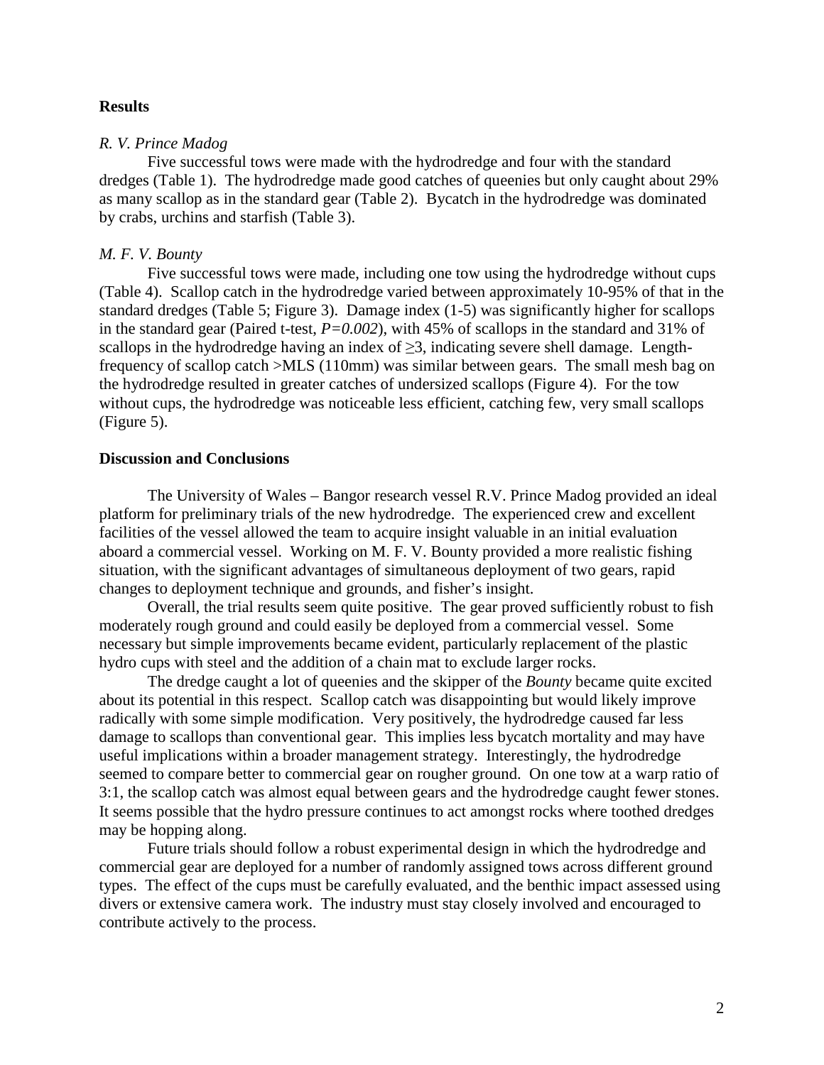## Results

*R. V. Prince Madog*

Five successful tows were made with the hydrodredge and four with the standard dredges (Table 1). The hydrodredge made good catches of queenies but only caught about 29% as many scallop as in the standard gear (Table 2). Bycatch in the hydrodredge was dominated by crabs, urchins and starfish (Table 3).

*M. F. V. Bounty*

Five successful tows were made, including one tow using the hydrodredge without cups (Table 4). Scallop catch in the hydrodredge varied between approximately 10-95% of that in the standard dredges (Table 5; Figure 3). Damage index (1-5) was significantly higher for scallops in the standard gear (Paired t-test, $P=0.002$), with 45% of scallops in the standard and 31% of scallops in the hydrodredge having an index of $\geq 3$, indicating severe shell damage. Length-frequency of scallop catch >MLS (110mm) was similar between gears. The small mesh bag on the hydrodredge resulted in greater catches of undersized scallops (Figure 4). For the tow without cups, the hydrodredge was noticeable less efficient, catching few, very small scallops (Figure 5).

## Discussion and Conclusions

The University of Wales – Bangor research vessel R.V. Prince Madog provided an ideal platform for preliminary trials of the new hydrodredge. The experienced crew and excellent facilities of the vessel allowed the team to acquire insight valuable in an initial evaluation aboard a commercial vessel. Working on M. F. V. Bounty provided a more realistic fishing situation, with the significant advantages of simultaneous deployment of two gears, rapid changes to deployment technique and grounds, and fisher's insight.

Overall, the trial results seem quite positive. The gear proved sufficiently robust to fish moderately rough ground and could easily be deployed from a commercial vessel. Some necessary but simple improvements became evident, particularly replacement of the plastic hydro cups with steel and the addition of a chain mat to exclude larger rocks.

The dredge caught a lot of queenies and the skipper of the *Bounty* became quite excited about its potential in this respect. Scallop catch was disappointing but would likely improve radically with some simple modification. Very positively, the hydrodredge caused far less damage to scallops than conventional gear. This implies less bycatch mortality and may have useful implications within a broader management strategy. Interestingly, the hydrodredge seemed to compare better to commercial gear on rougher ground. On one tow at a warp ratio of 3:1, the scallop catch was almost equal between gears and the hydrodredge caught fewer stones. It seems possible that the hydro pressure continues to act amongst rocks where toothed dredges may be hopping along.

Future trials should follow a robust experimental design in which the hydrodredge and commercial gear are deployed for a number of randomly assigned tows across different ground types. The effect of the cups must be carefully evaluated, and the benthic impact assessed using divers or extensive camera work. The industry must stay closely involved and encouraged to contribute actively to the process.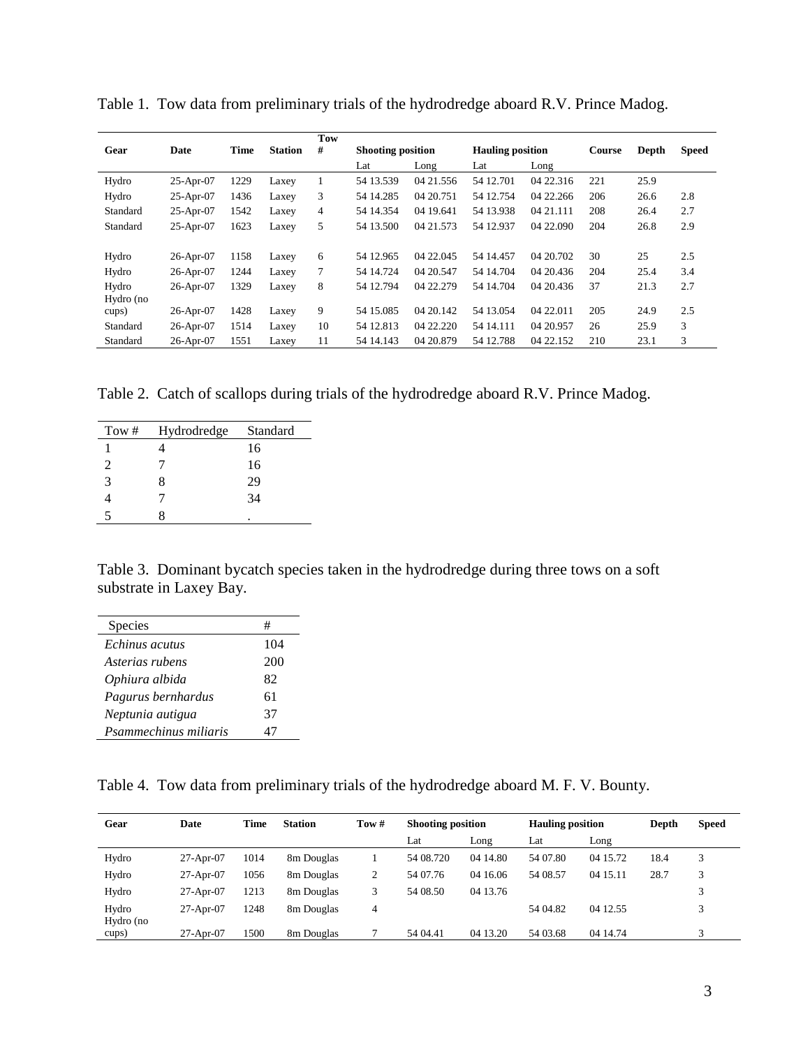Table 1. Tow data from preliminary trials of the hydrodredge aboard R.V. Prince Madog.

| Gear | Date | Time | Station | Tow # | Shooting position | | Hauling position | | Course | Depth | Speed |
|---|---|---|---|---|---|---|---|---|---|---|---|
| | | | | | Lat | Long | Lat | Long | | | |
| Hydro | 25-Apr-07 | 1229 | Laxey | 1 | 54 13.539 | 04 21.556 | 54 12.701 | 04 22.316 | 221 | 25.9 | |
| Hydro | 25-Apr-07 | 1436 | Laxey | 3 | 54 14.285 | 04 20.751 | 54 12.754 | 04 22.266 | 206 | 26.6 | 2.8 |
| Standard | 25-Apr-07 | 1542 | Laxey | 4 | 54 14.354 | 04 19.641 | 54 13.938 | 04 21.111 | 208 | 26.4 | 2.7 |
| Standard | 25-Apr-07 | 1623 | Laxey | 5 | 54 13.500 | 04 21.573 | 54 12.937 | 04 22.090 | 204 | 26.8 | 2.9 |
| Hydro | 26-Apr-07 | 1158 | Laxey | 6 | 54 12.965 | 04 22.045 | 54 14.457 | 04 20.702 | 30 | 25 | 2.5 |
| Hydro | 26-Apr-07 | 1244 | Laxey | 7 | 54 14.724 | 04 20.547 | 54 14.704 | 04 20.436 | 204 | 25.4 | 3.4 |
| Hydro | 26-Apr-07 | 1329 | Laxey | 8 | 54 12.794 | 04 22.279 | 54 14.704 | 04 20.436 | 37 | 21.3 | 2.7 |
| Hydro (no cups) | 26-Apr-07 | 1428 | Laxey | 9 | 54 15.085 | 04 20.142 | 54 13.054 | 04 22.011 | 205 | 24.9 | 2.5 |
| Standard | 26-Apr-07 | 1514 | Laxey | 10 | 54 12.813 | 04 22.220 | 54 14.111 | 04 20.957 | 26 | 25.9 | 3 |
| Standard | 26-Apr-07 | 1551 | Laxey | 11 | 54 14.143 | 04 20.879 | 54 12.788 | 04 22.152 | 210 | 23.1 | 3 |

Table 2. Catch of scallops during trials of the hydrodredge aboard R.V. Prince Madog.

| Tow # | Hydrodredge | Standard |
|---|---|---|
| 1 | 4 | 16 |
| 2 | 7 | 16 |
| 3 | 8 | 29 |
| 4 | 7 | 34 |
| 5 | 8 | . |

Table 3. Dominant bycatch species taken in the hydrodredge during three tows on a soft substrate in Laxey Bay.

| Species | # |
|---|---|
| *Echinus acutus* | 104 |
| *Asterias rubens* | 200 |
| *Ophiura albida* | 82 |
| *Pagurus bernhardus* | 61 |
| *Neptunia autigua* | 37 |
| *Psammechinus miliaris* | 47 |

Table 4. Tow data from preliminary trials of the hydrodredge aboard M. F. V. Bounty.

| Gear | Date | Time | Station | Tow # | Shooting position | | Hauling position | | Depth | Speed |
|---|---|---|---|---|---|---|---|---|---|---|
| | | | | | Lat | Long | Lat | Long | | |
| Hydro | 27-Apr-07 | 1014 | 8m Douglas | 1 | 54 08.720 | 04 14.80 | 54 07.80 | 04 15.72 | 18.4 | 3 |
| Hydro | 27-Apr-07 | 1056 | 8m Douglas | 2 | 54 07.76 | 04 16.06 | 54 08.57 | 04 15.11 | 28.7 | 3 |
| Hydro | 27-Apr-07 | 1213 | 8m Douglas | 3 | 54 08.50 | 04 13.76 | | | | 3 |
| Hydro | 27-Apr-07 | 1248 | 8m Douglas | 4 | | | 54 04.82 | 04 12.55 | | 3 |
| Hydro (no cups) | 27-Apr-07 | 1500 | 8m Douglas | 7 | 54 04.41 | 04 13.20 | 54 03.68 | 04 14.74 | | 3 |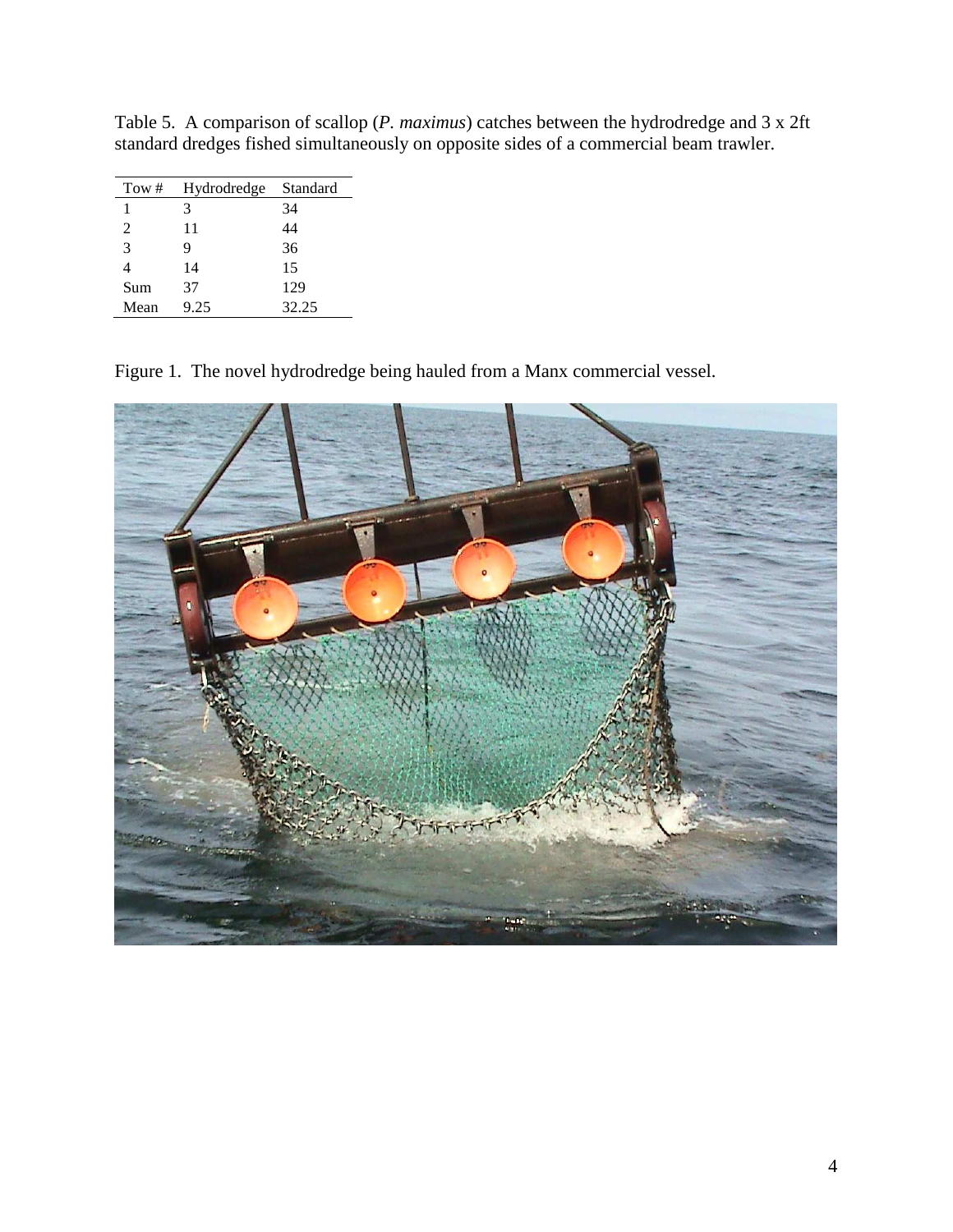Table 5. A comparison of scallop (*P. maximus*) catches between the hydrodredge and 3 x 2ft standard dredges fished simultaneously on opposite sides of a commercial beam trawler.

| Tow # | Hydrodredge | Standard |
|---|---|---|
| 1 | 3 | 34 |
| 2 | 11 | 44 |
| 3 | 9 | 36 |
| 4 | 14 | 15 |
| Sum | 37 | 129 |
| Mean | 9.25 | 32.25 |

Figure 1. The novel hydrodredge being hauled from a Manx commercial vessel.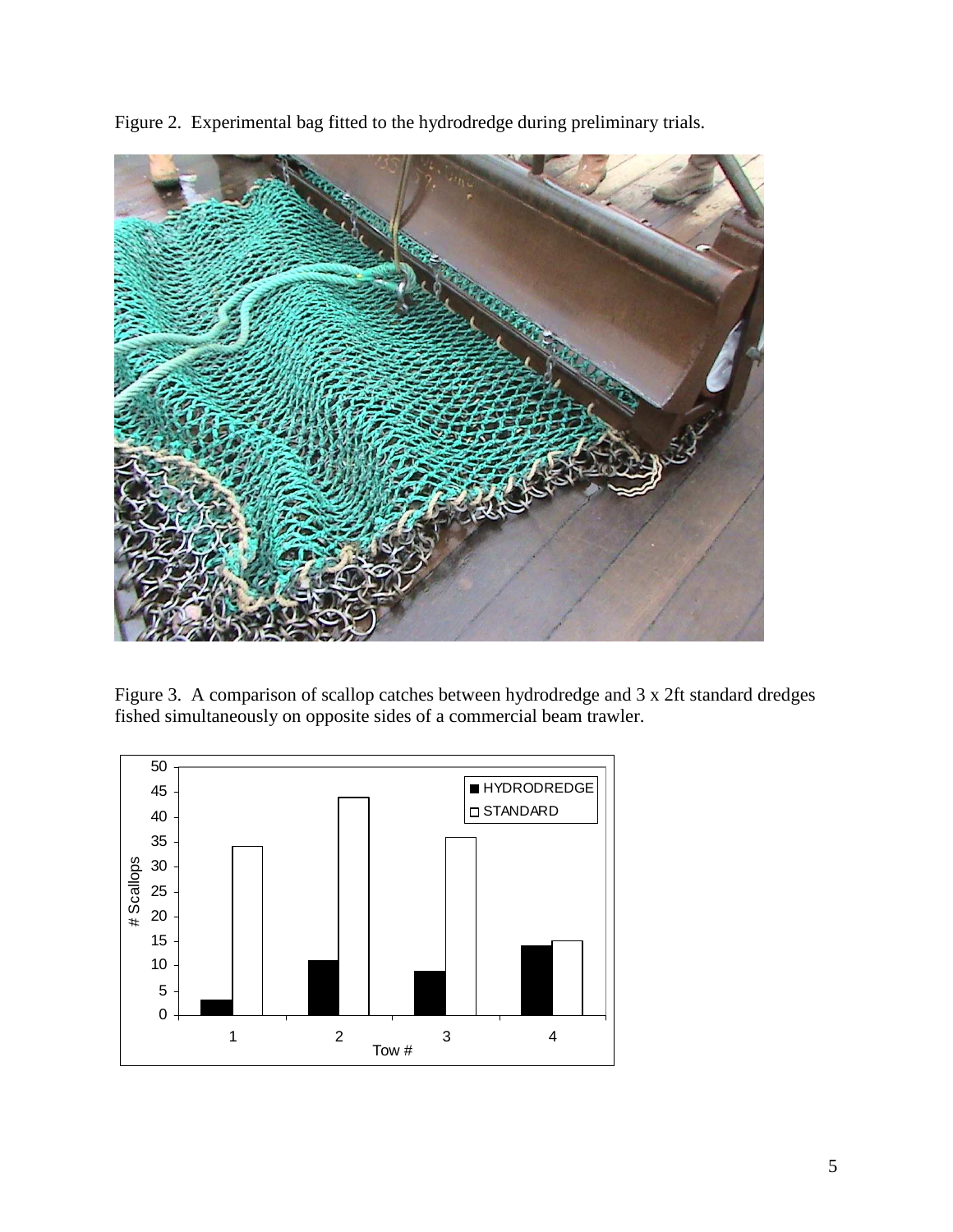Figure 2. Experimental bag fitted to the hydrodredge during preliminary trials.

Figure 3. A comparison of scallop catches between hydrodredge and 3 x 2ft standard dredges fished simultaneously on opposite sides of a commercial beam trawler.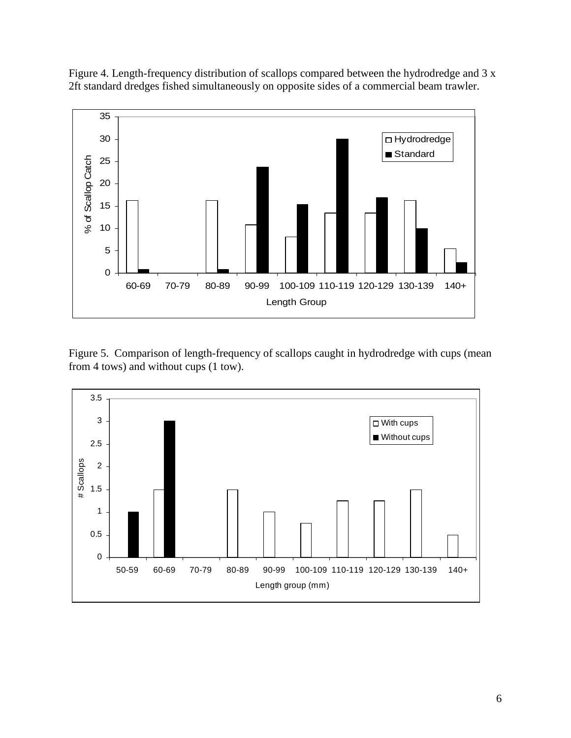Figure 4. Length-frequency distribution of scallops compared between the hydrodredge and 3 x 2ft standard dredges fished simultaneously on opposite sides of a commercial beam trawler.

% of Scallop Catch

35
30
25
20
15
10
5
0

60-69
70-79
80-89
90-99
100-109
110-119
120-129
130-139
140+

Length Group

Hydrodredge
Standard

Figure 5. Comparison of length-frequency of scallops caught in hydrodredge with cups (mean from 4 tows) and without cups (1 tow).

# Scallops

3.5
3
2.5
2
1.5
1
0.5
0

50-59
60-69
70-79
80-89
90-99
100-109
110-119
120-129
130-139
140+

Length group (mm)

With cups
Without cups